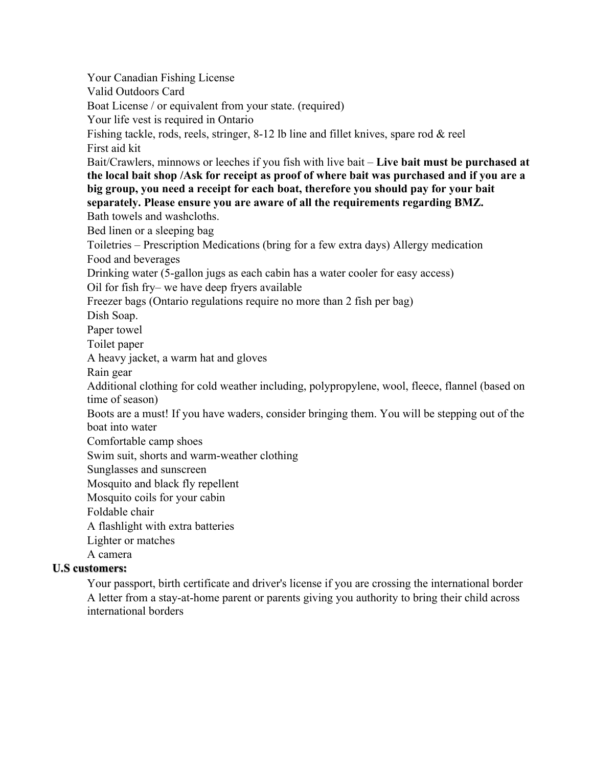Your Canadian Fishing License
Valid Outdoors Card
Boat License / or equivalent from your state. (required)
Your life vest is required in Ontario
Fishing tackle, rods, reels, stringer, 8-12 lb line and fillet knives, spare rod & reel
First aid kit
Bait/Crawlers, minnows or leeches if you fish with live bait – **Live bait must be purchased at the local bait shop /Ask for receipt as proof of where bait was purchased and if you are a big group, you need a receipt for each boat, therefore you should pay for your bait separately. Please ensure you are aware of all the requirements regarding BMZ.**
Bath towels and washcloths.
Bed linen or a sleeping bag
Toiletries – Prescription Medications (bring for a few extra days) Allergy medication
Food and beverages
Drinking water (5-gallon jugs as each cabin has a water cooler for easy access)
Oil for fish fry– we have deep fryers available
Freezer bags (Ontario regulations require no more than 2 fish per bag)
Dish Soap.
Paper towel
Toilet paper
A heavy jacket, a warm hat and gloves
Rain gear
Additional clothing for cold weather including, polypropylene, wool, fleece, flannel (based on time of season)
Boots are a must! If you have waders, consider bringing them. You will be stepping out of the boat into water
Comfortable camp shoes
Swim suit, shorts and warm-weather clothing
Sunglasses and sunscreen
Mosquito and black fly repellent
Mosquito coils for your cabin
Foldable chair
A flashlight with extra batteries
Lighter or matches
A camera

**U.S customers:**

Your passport, birth certificate and driver's license if you are crossing the international border
A letter from a stay-at-home parent or parents giving you authority to bring their child across international borders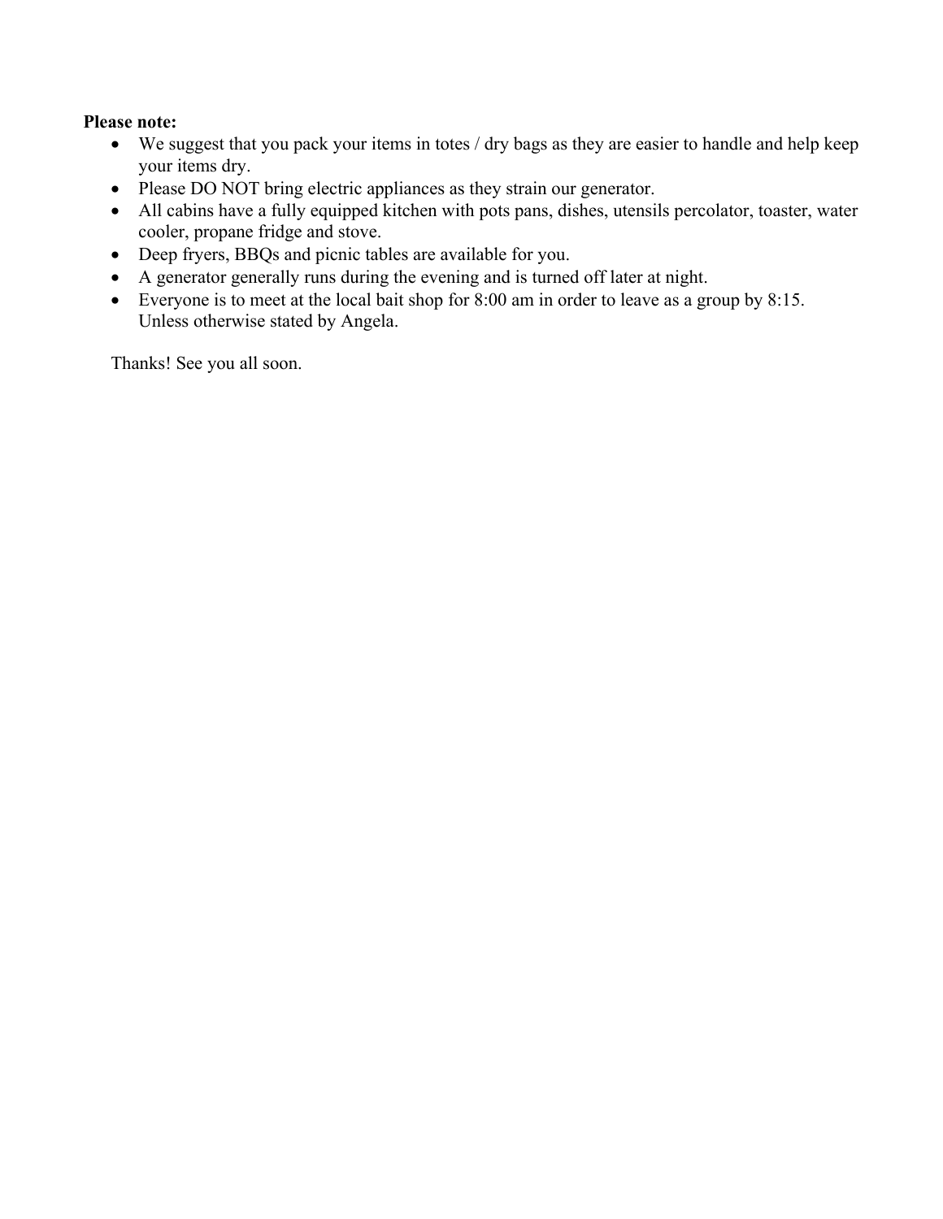**Please note:**

- We suggest that you pack your items in totes / dry bags as they are easier to handle and help keep your items dry.
- Please DO NOT bring electric appliances as they strain our generator.
- All cabins have a fully equipped kitchen with pots pans, dishes, utensils percolator, toaster, water cooler, propane fridge and stove.
- Deep fryers, BBQs and picnic tables are available for you.
- A generator generally runs during the evening and is turned off later at night.
- Everyone is to meet at the local bait shop for 8:00 am in order to leave as a group by 8:15. Unless otherwise stated by Angela.

Thanks! See you all soon.